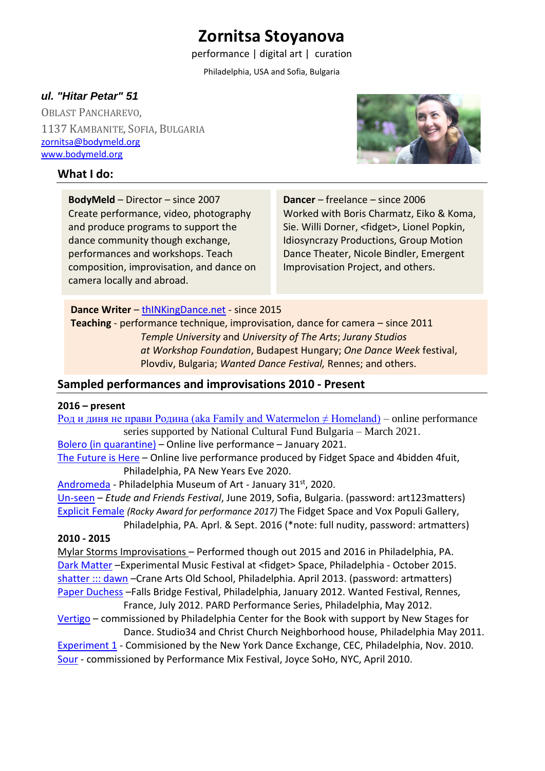# Zornitsa Stoyanova

performance | digital art | curation

Philadelphia, USA and Sofia, Bulgaria

***ul. "Hitar Petar" 51***

OBLAST PANCHAREVO,

1137 KAMBANITE, SOFIA, BULGARIA

zornitsa@bodymeld.org

www.bodymeld.org

## What I do:

**BodyMeld** – Director – since 2007
Create performance, video, photography and produce programs to support the dance community though exchange, performances and workshops. Teach composition, improvisation, and dance on camera locally and abroad.

**Dancer** – freelance – since 2006
Worked with Boris Charmatz, Eiko & Koma, Sie. Willi Dorner, <fidget>, Lionel Popkin, Idiosyncrazy Productions, Group Motion Dance Theater, Nicole Bindler, Emergent Improvisation Project, and others.

**Dance Writer** – thINKingDance.net - since 2015
**Teaching** - performance technique, improvisation, dance for camera – since 2011
*Temple University* and *University of The Arts*; *Jurany Studios at Workshop Foundation*, Budapest Hungary; *One Dance Week* festival, Plovdiv, Bulgaria; *Wanted Dance Festival,* Rennes; and others.

## Sampled performances and improvisations 2010 - Present

**2016 – present**

Род и диня не прави Родина (aka Family and Watermelon ≠ Homeland) – online performance series supported by National Cultural Fund Bulgaria – March 2021.

Bolero (in quarantine) – Online live performance – January 2021.

The Future is Here – Online live performance produced by Fidget Space and 4bidden 4fuit, Philadelphia, PA New Years Eve 2020.

Andromeda - Philadelphia Museum of Art - January 31st, 2020.

Un-seen – *Etude and Friends Festival*, June 2019, Sofia, Bulgaria. (password: art123matters)

Explicit Female *(Rocky Award for performance 2017)* The Fidget Space and Vox Populi Gallery, Philadelphia, PA. Aprl. & Sept. 2016 (*note: full nudity, password: artmatters)

**2010 - 2015**

Mylar Storms Improvisations – Performed though out 2015 and 2016 in Philadelphia, PA.

Dark Matter –Experimental Music Festival at <fidget> Space, Philadelphia - October 2015.

shatter ::: dawn –Crane Arts Old School, Philadelphia. April 2013. (password: artmatters)

Paper Duchess –Falls Bridge Festival, Philadelphia, January 2012. Wanted Festival, Rennes, France, July 2012. PARD Performance Series, Philadelphia, May 2012.

Vertigo – commissioned by Philadelphia Center for the Book with support by New Stages for Dance. Studio34 and Christ Church Neighborhood house, Philadelphia May 2011.

Experiment 1 - Commisioned by the New York Dance Exchange, CEC, Philadelphia, Nov. 2010.

Sour - commissioned by Performance Mix Festival, Joyce SoHo, NYC, April 2010.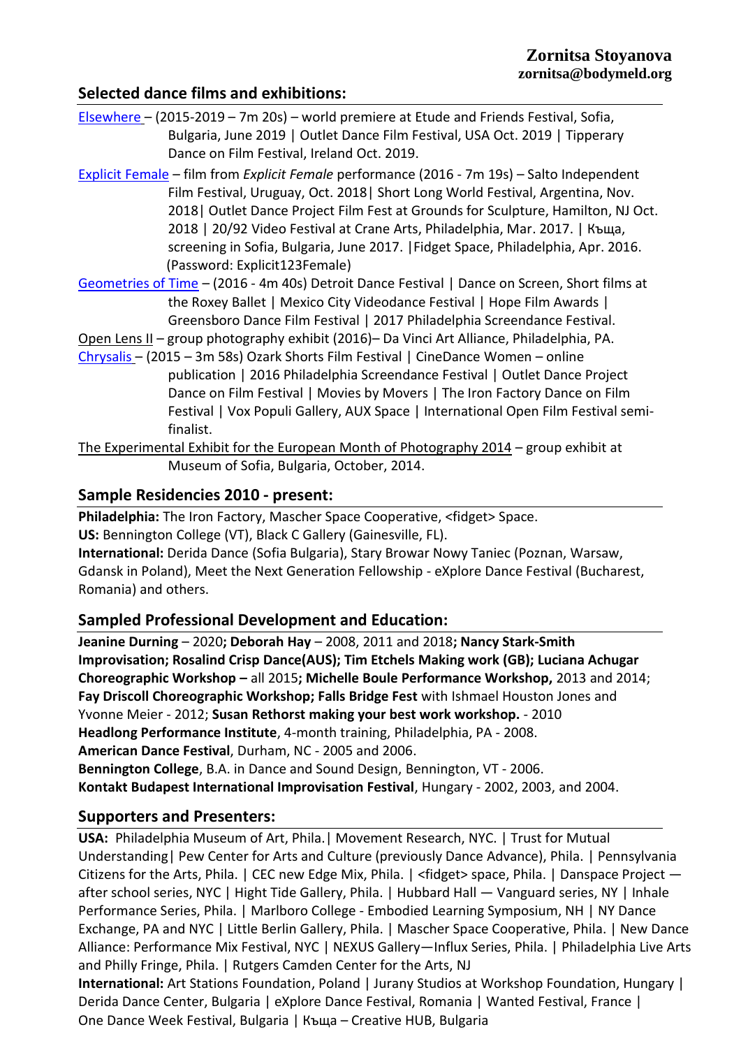## Selected dance films and exhibitions:

Elsewhere – (2015-2019 – 7m 20s) – world premiere at Etude and Friends Festival, Sofia, Bulgaria, June 2019 | Outlet Dance Film Festival, USA Oct. 2019 | Tipperary Dance on Film Festival, Ireland Oct. 2019.

Explicit Female – film from *Explicit Female* performance (2016 - 7m 19s) – Salto Independent Film Festival, Uruguay, Oct. 2018| Short Long World Festival, Argentina, Nov. 2018| Outlet Dance Project Film Fest at Grounds for Sculpture, Hamilton, NJ Oct. 2018 | 20/92 Video Festival at Crane Arts, Philadelphia, Mar. 2017. | Къща, screening in Sofia, Bulgaria, June 2017. |Fidget Space, Philadelphia, Apr. 2016. (Password: Explicit123Female)

Geometries of Time – (2016 - 4m 40s) Detroit Dance Festival | Dance on Screen, Short films at the Roxey Ballet | Mexico City Videodance Festival | Hope Film Awards | Greensboro Dance Film Festival | 2017 Philadelphia Screendance Festival.

Open Lens II – group photography exhibit (2016)– Da Vinci Art Alliance, Philadelphia, PA.

Chrysalis – (2015 – 3m 58s) Ozark Shorts Film Festival | CineDance Women – online publication | 2016 Philadelphia Screendance Festival | Outlet Dance Project Dance on Film Festival | Movies by Movers | The Iron Factory Dance on Film Festival | Vox Populi Gallery, AUX Space | International Open Film Festival semi-finalist.

The Experimental Exhibit for the European Month of Photography 2014 – group exhibit at Museum of Sofia, Bulgaria, October, 2014.

## Sample Residencies 2010 - present:

**Philadelphia:** The Iron Factory, Mascher Space Cooperative, <fidget> Space.
**US:** Bennington College (VT), Black C Gallery (Gainesville, FL).
**International:** Derida Dance (Sofia Bulgaria), Stary Browar Nowy Taniec (Poznan, Warsaw, Gdansk in Poland), Meet the Next Generation Fellowship - eXplore Dance Festival (Bucharest, Romania) and others.

## Sampled Professional Development and Education:

**Jeanine Durning** – 2020**; Deborah Hay** – 2008, 2011 and 2018**; Nancy Stark-Smith Improvisation; Rosalind Crisp Dance(AUS); Tim Etchels Making work (GB); Luciana Achugar Choreographic Workshop –** all 2015**; Michelle Boule Performance Workshop,** 2013 and 2014; **Fay Driscoll Choreographic Workshop; Falls Bridge Fest** with Ishmael Houston Jones and Yvonne Meier - 2012; **Susan Rethorst making your best work workshop.** - 2010
**Headlong Performance Institute**, 4-month training, Philadelphia, PA - 2008.
**American Dance Festival**, Durham, NC - 2005 and 2006.
**Bennington College**, B.A. in Dance and Sound Design, Bennington, VT - 2006.
**Kontakt Budapest International Improvisation Festival**, Hungary - 2002, 2003, and 2004.

## Supporters and Presenters:

**USA:** Philadelphia Museum of Art, Phila.| Movement Research, NYC. | Trust for Mutual Understanding| Pew Center for Arts and Culture (previously Dance Advance), Phila. | Pennsylvania Citizens for the Arts, Phila. | CEC new Edge Mix, Phila. | <fidget> space, Phila. | Danspace Project — after school series, NYC | Hight Tide Gallery, Phila. | Hubbard Hall — Vanguard series, NY | Inhale Performance Series, Phila. | Marlboro College - Embodied Learning Symposium, NH | NY Dance Exchange, PA and NYC | Little Berlin Gallery, Phila. | Mascher Space Cooperative, Phila. | New Dance Alliance: Performance Mix Festival, NYC | NEXUS Gallery—Influx Series, Phila. | Philadelphia Live Arts and Philly Fringe, Phila. | Rutgers Camden Center for the Arts, NJ
**International:** Art Stations Foundation, Poland | Jurany Studios at Workshop Foundation, Hungary | Derida Dance Center, Bulgaria | eXplore Dance Festival, Romania | Wanted Festival, France | One Dance Week Festival, Bulgaria | Къща – Creative HUB, Bulgaria